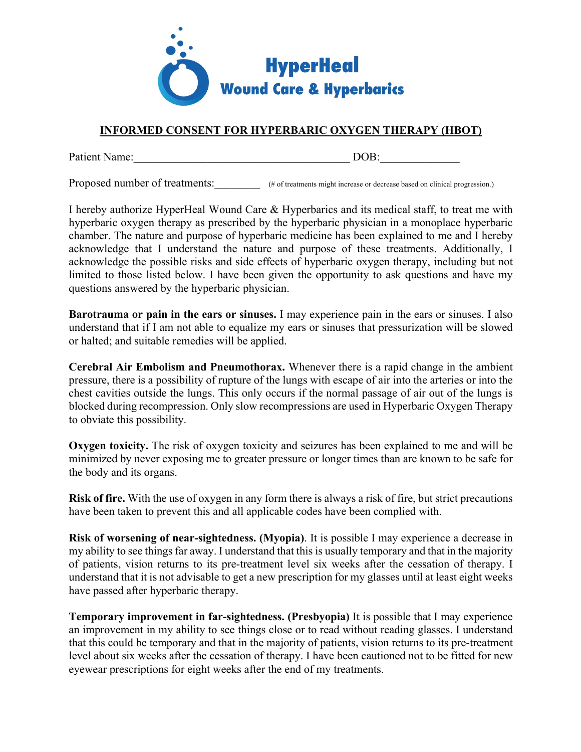HyperHeal
Wound Care & Hyperbarics

## INFORMED CONSENT FOR HYPERBARIC OXYGEN THERAPY (HBOT)

Patient Name:______________________________________ DOB:_____________

Proposed number of treatments:________ (# of treatments might increase or decrease based on clinical progression.)

I hereby authorize HyperHeal Wound Care & Hyperbarics and its medical staff, to treat me with hyperbaric oxygen therapy as prescribed by the hyperbaric physician in a monoplace hyperbaric chamber. The nature and purpose of hyperbaric medicine has been explained to me and I hereby acknowledge that I understand the nature and purpose of these treatments. Additionally, I acknowledge the possible risks and side effects of hyperbaric oxygen therapy, including but not limited to those listed below. I have been given the opportunity to ask questions and have my questions answered by the hyperbaric physician.

**Barotrauma or pain in the ears or sinuses.** I may experience pain in the ears or sinuses. I also understand that if I am not able to equalize my ears or sinuses that pressurization will be slowed or halted; and suitable remedies will be applied.

**Cerebral Air Embolism and Pneumothorax.** Whenever there is a rapid change in the ambient pressure, there is a possibility of rupture of the lungs with escape of air into the arteries or into the chest cavities outside the lungs. This only occurs if the normal passage of air out of the lungs is blocked during recompression. Only slow recompressions are used in Hyperbaric Oxygen Therapy to obviate this possibility.

**Oxygen toxicity.** The risk of oxygen toxicity and seizures has been explained to me and will be minimized by never exposing me to greater pressure or longer times than are known to be safe for the body and its organs.

**Risk of fire.** With the use of oxygen in any form there is always a risk of fire, but strict precautions have been taken to prevent this and all applicable codes have been complied with.

**Risk of worsening of near-sightedness. (Myopia)**. It is possible I may experience a decrease in my ability to see things far away. I understand that this is usually temporary and that in the majority of patients, vision returns to its pre-treatment level six weeks after the cessation of therapy. I understand that it is not advisable to get a new prescription for my glasses until at least eight weeks have passed after hyperbaric therapy.

**Temporary improvement in far-sightedness. (Presbyopia)** It is possible that I may experience an improvement in my ability to see things close or to read without reading glasses. I understand that this could be temporary and that in the majority of patients, vision returns to its pre-treatment level about six weeks after the cessation of therapy. I have been cautioned not to be fitted for new eyewear prescriptions for eight weeks after the end of my treatments.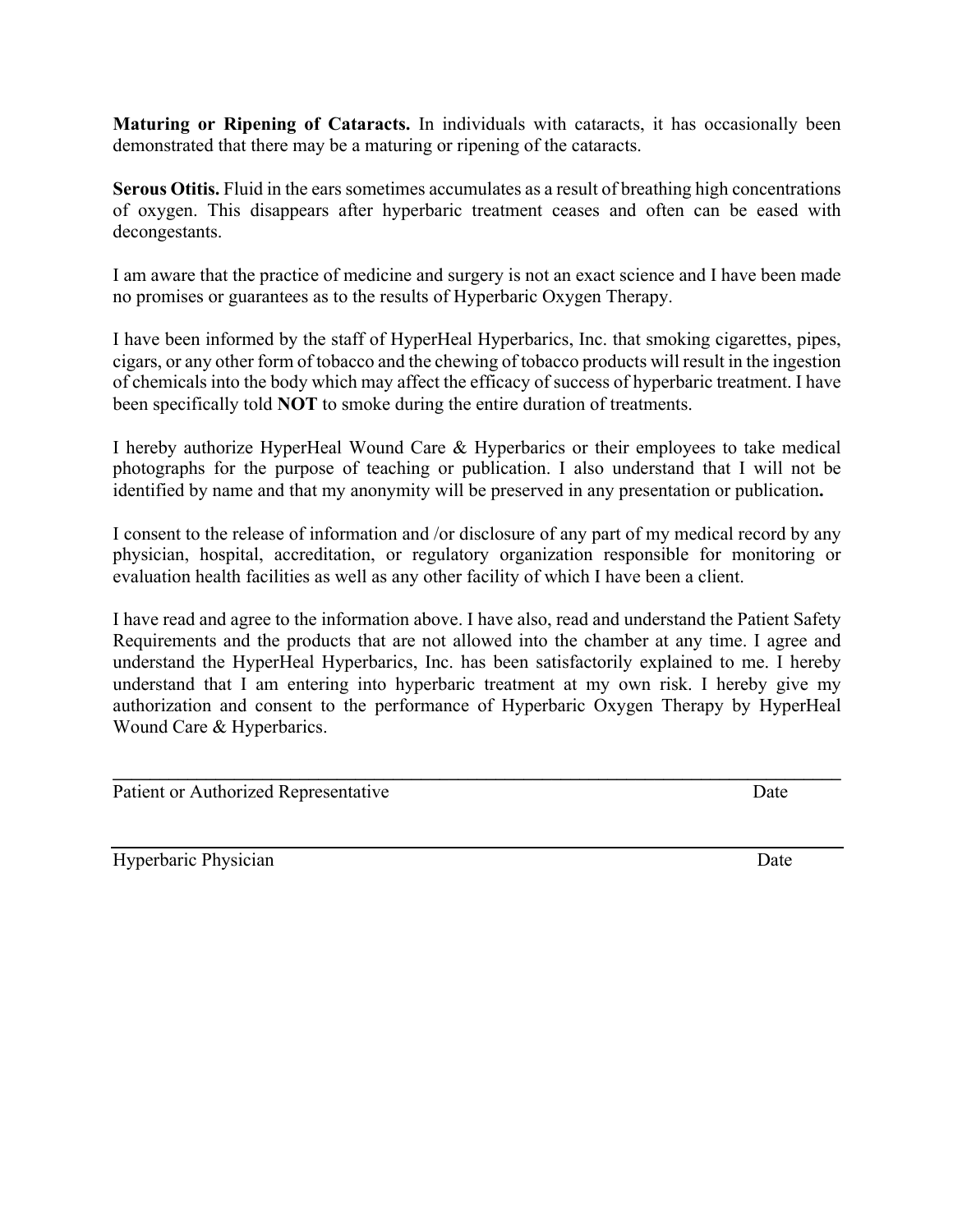**Maturing or Ripening of Cataracts.** In individuals with cataracts, it has occasionally been demonstrated that there may be a maturing or ripening of the cataracts.

**Serous Otitis.** Fluid in the ears sometimes accumulates as a result of breathing high concentrations of oxygen. This disappears after hyperbaric treatment ceases and often can be eased with decongestants.

I am aware that the practice of medicine and surgery is not an exact science and I have been made no promises or guarantees as to the results of Hyperbaric Oxygen Therapy.

I have been informed by the staff of HyperHeal Hyperbarics, Inc. that smoking cigarettes, pipes, cigars, or any other form of tobacco and the chewing of tobacco products will result in the ingestion of chemicals into the body which may affect the efficacy of success of hyperbaric treatment. I have been specifically told **NOT** to smoke during the entire duration of treatments.

I hereby authorize HyperHeal Wound Care & Hyperbarics or their employees to take medical photographs for the purpose of teaching or publication. I also understand that I will not be identified by name and that my anonymity will be preserved in any presentation or publication**.**

I consent to the release of information and /or disclosure of any part of my medical record by any physician, hospital, accreditation, or regulatory organization responsible for monitoring or evaluation health facilities as well as any other facility of which I have been a client.

I have read and agree to the information above. I have also, read and understand the Patient Safety Requirements and the products that are not allowed into the chamber at any time. I agree and understand the HyperHeal Hyperbarics, Inc. has been satisfactorily explained to me. I hereby understand that I am entering into hyperbaric treatment at my own risk. I hereby give my authorization and consent to the performance of Hyperbaric Oxygen Therapy by HyperHeal Wound Care & Hyperbarics.

\_\_\_\_\_\_\_\_\_\_\_\_\_\_\_\_\_\_\_\_\_\_\_\_\_\_\_\_\_\_\_\_\_\_\_\_\_\_\_\_\_\_\_\_\_\_\_\_\_\_\_\_\_\_\_\_\_\_\_\_\_\_\_\_\_\_\_\_\_\_

Patient or Authorized Representative Date

\_\_\_\_\_\_\_\_\_\_\_\_\_\_\_\_\_\_\_\_\_\_\_\_\_\_\_\_\_\_\_\_\_\_\_\_\_\_\_\_\_\_\_\_\_\_\_\_\_\_\_\_\_\_\_\_\_\_\_\_\_\_\_\_\_\_\_\_\_\_

Hyperbaric Physician Date